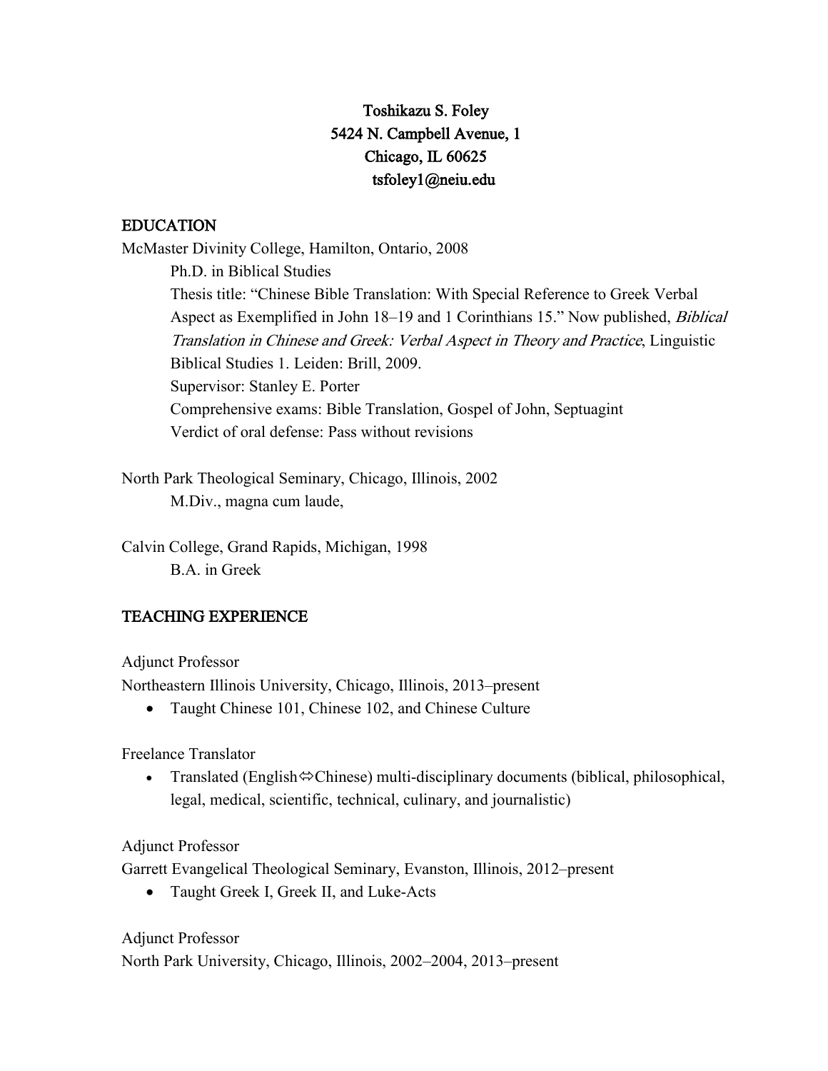# Toshikazu S. Foley
5424 N. Campbell Avenue, 1
Chicago, IL 60625
tsfoley1@neiu.edu

## EDUCATION

McMaster Divinity College, Hamilton, Ontario, 2008

Ph.D. in Biblical Studies
Thesis title: "Chinese Bible Translation: With Special Reference to Greek Verbal Aspect as Exemplified in John 18–19 and 1 Corinthians 15." Now published, *Biblical Translation in Chinese and Greek: Verbal Aspect in Theory and Practice*, Linguistic Biblical Studies 1. Leiden: Brill, 2009.
Supervisor: Stanley E. Porter
Comprehensive exams: Bible Translation, Gospel of John, Septuagint
Verdict of oral defense: Pass without revisions

North Park Theological Seminary, Chicago, Illinois, 2002

M.Div., magna cum laude,

Calvin College, Grand Rapids, Michigan, 1998

B.A. in Greek

## TEACHING EXPERIENCE

Adjunct Professor
Northeastern Illinois University, Chicago, Illinois, 2013–present

- Taught Chinese 101, Chinese 102, and Chinese Culture

Freelance Translator

- Translated (English⇔Chinese) multi-disciplinary documents (biblical, philosophical, legal, medical, scientific, technical, culinary, and journalistic)

Adjunct Professor
Garrett Evangelical Theological Seminary, Evanston, Illinois, 2012–present

- Taught Greek I, Greek II, and Luke-Acts

Adjunct Professor
North Park University, Chicago, Illinois, 2002–2004, 2013–present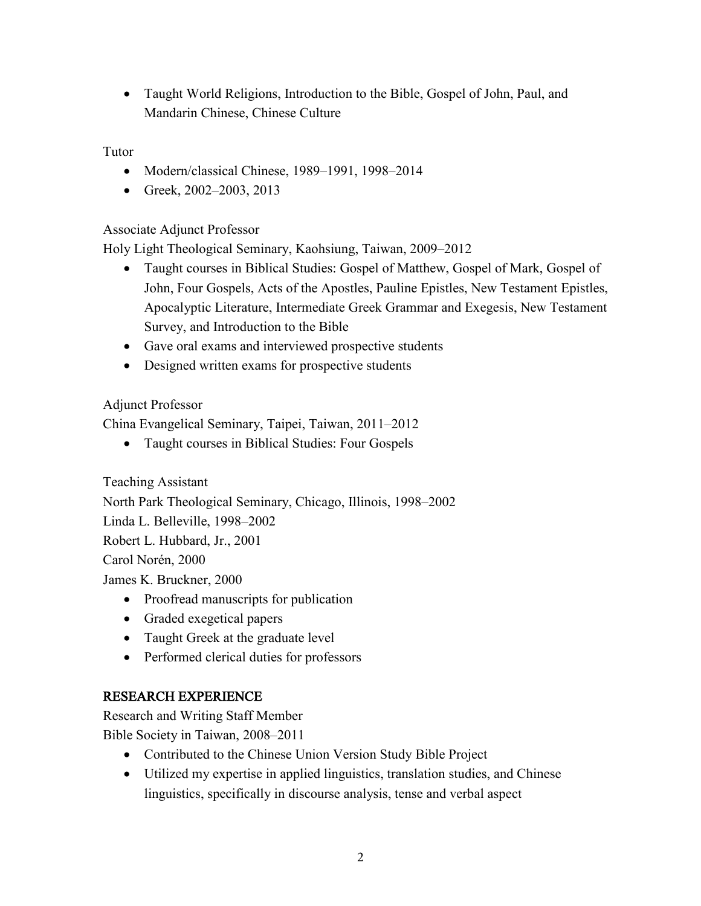- Taught World Religions, Introduction to the Bible, Gospel of John, Paul, and Mandarin Chinese, Chinese Culture

Tutor

- Modern/classical Chinese, 1989–1991, 1998–2014
- Greek, 2002–2003, 2013

Associate Adjunct Professor
Holy Light Theological Seminary, Kaohsiung, Taiwan, 2009–2012

- Taught courses in Biblical Studies: Gospel of Matthew, Gospel of Mark, Gospel of John, Four Gospels, Acts of the Apostles, Pauline Epistles, New Testament Epistles, Apocalyptic Literature, Intermediate Greek Grammar and Exegesis, New Testament Survey, and Introduction to the Bible
- Gave oral exams and interviewed prospective students
- Designed written exams for prospective students

Adjunct Professor
China Evangelical Seminary, Taipei, Taiwan, 2011–2012

- Taught courses in Biblical Studies: Four Gospels

Teaching Assistant
North Park Theological Seminary, Chicago, Illinois, 1998–2002
Linda L. Belleville, 1998–2002
Robert L. Hubbard, Jr., 2001
Carol Norén, 2000
James K. Bruckner, 2000

- Proofread manuscripts for publication
- Graded exegetical papers
- Taught Greek at the graduate level
- Performed clerical duties for professors

## RESEARCH EXPERIENCE

Research and Writing Staff Member
Bible Society in Taiwan, 2008–2011

- Contributed to the Chinese Union Version Study Bible Project
- Utilized my expertise in applied linguistics, translation studies, and Chinese linguistics, specifically in discourse analysis, tense and verbal aspect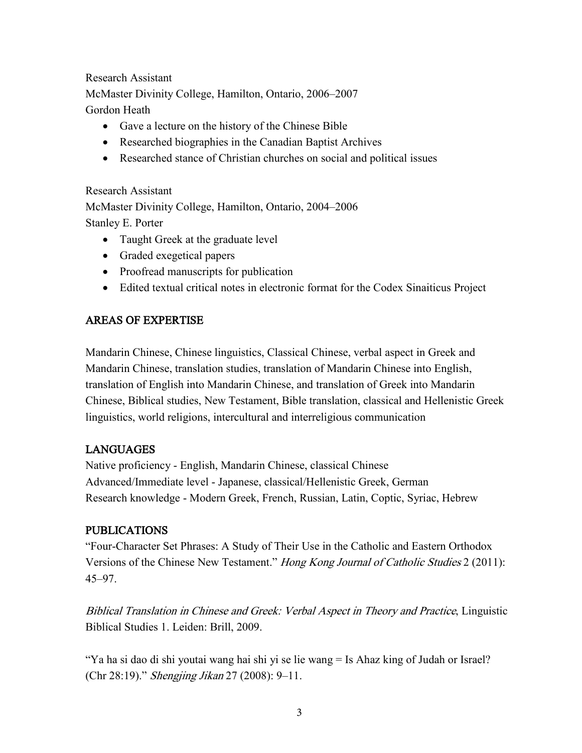Research Assistant
McMaster Divinity College, Hamilton, Ontario, 2006–2007
Gordon Heath

- Gave a lecture on the history of the Chinese Bible
- Researched biographies in the Canadian Baptist Archives
- Researched stance of Christian churches on social and political issues

Research Assistant
McMaster Divinity College, Hamilton, Ontario, 2004–2006
Stanley E. Porter

- Taught Greek at the graduate level
- Graded exegetical papers
- Proofread manuscripts for publication
- Edited textual critical notes in electronic format for the Codex Sinaiticus Project

## AREAS OF EXPERTISE

Mandarin Chinese, Chinese linguistics, Classical Chinese, verbal aspect in Greek and Mandarin Chinese, translation studies, translation of Mandarin Chinese into English, translation of English into Mandarin Chinese, and translation of Greek into Mandarin Chinese, Biblical studies, New Testament, Bible translation, classical and Hellenistic Greek linguistics, world religions, intercultural and interreligious communication

## LANGUAGES

Native proficiency - English, Mandarin Chinese, classical Chinese
Advanced/Immediate level - Japanese, classical/Hellenistic Greek, German
Research knowledge - Modern Greek, French, Russian, Latin, Coptic, Syriac, Hebrew

## PUBLICATIONS

"Four-Character Set Phrases: A Study of Their Use in the Catholic and Eastern Orthodox Versions of the Chinese New Testament." *Hong Kong Journal of Catholic Studies* 2 (2011): 45–97.

*Biblical Translation in Chinese and Greek: Verbal Aspect in Theory and Practice*, Linguistic Biblical Studies 1. Leiden: Brill, 2009.

"Ya ha si dao di shi youtai wang hai shi yi se lie wang = Is Ahaz king of Judah or Israel? (Chr 28:19)." *Shengjing Jikan* 27 (2008): 9–11.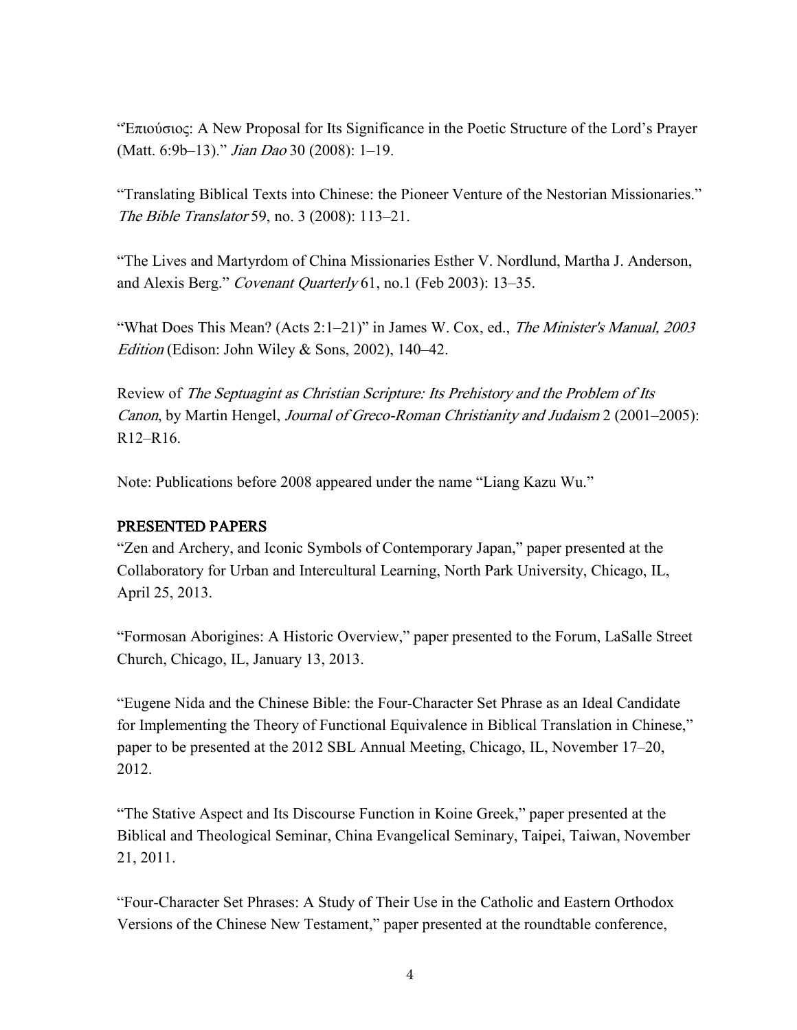"Ἐπιούσιος: A New Proposal for Its Significance in the Poetic Structure of the Lord's Prayer (Matt. 6:9b–13)." *Jian Dao* 30 (2008): 1–19.

"Translating Biblical Texts into Chinese: the Pioneer Venture of the Nestorian Missionaries." *The Bible Translator* 59, no. 3 (2008): 113–21.

"The Lives and Martyrdom of China Missionaries Esther V. Nordlund, Martha J. Anderson, and Alexis Berg." *Covenant Quarterly* 61, no.1 (Feb 2003): 13–35.

"What Does This Mean? (Acts 2:1–21)" in James W. Cox, ed., *The Minister's Manual, 2003 Edition* (Edison: John Wiley & Sons, 2002), 140–42.

Review of *The Septuagint as Christian Scripture: Its Prehistory and the Problem of Its Canon*, by Martin Hengel, *Journal of Greco-Roman Christianity and Judaism* 2 (2001–2005): R12–R16.

Note: Publications before 2008 appeared under the name "Liang Kazu Wu."

## PRESENTED PAPERS

"Zen and Archery, and Iconic Symbols of Contemporary Japan," paper presented at the Collaboratory for Urban and Intercultural Learning, North Park University, Chicago, IL, April 25, 2013.

"Formosan Aborigines: A Historic Overview," paper presented to the Forum, LaSalle Street Church, Chicago, IL, January 13, 2013.

"Eugene Nida and the Chinese Bible: the Four-Character Set Phrase as an Ideal Candidate for Implementing the Theory of Functional Equivalence in Biblical Translation in Chinese," paper to be presented at the 2012 SBL Annual Meeting, Chicago, IL, November 17–20, 2012.

"The Stative Aspect and Its Discourse Function in Koine Greek," paper presented at the Biblical and Theological Seminar, China Evangelical Seminary, Taipei, Taiwan, November 21, 2011.

"Four-Character Set Phrases: A Study of Their Use in the Catholic and Eastern Orthodox Versions of the Chinese New Testament," paper presented at the roundtable conference,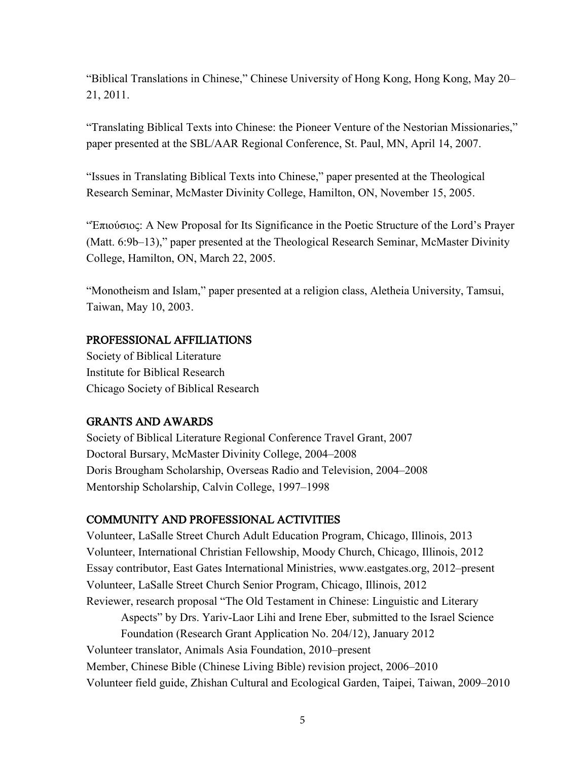"Biblical Translations in Chinese," Chinese University of Hong Kong, Hong Kong, May 20–21, 2011.

"Translating Biblical Texts into Chinese: the Pioneer Venture of the Nestorian Missionaries," paper presented at the SBL/AAR Regional Conference, St. Paul, MN, April 14, 2007.

"Issues in Translating Biblical Texts into Chinese," paper presented at the Theological Research Seminar, McMaster Divinity College, Hamilton, ON, November 15, 2005.

"Ἐπιούσιος: A New Proposal for Its Significance in the Poetic Structure of the Lord's Prayer (Matt. 6:9b–13)," paper presented at the Theological Research Seminar, McMaster Divinity College, Hamilton, ON, March 22, 2005.

"Monotheism and Islam," paper presented at a religion class, Aletheia University, Tamsui, Taiwan, May 10, 2003.

## PROFESSIONAL AFFILIATIONS

Society of Biblical Literature
Institute for Biblical Research
Chicago Society of Biblical Research

## GRANTS AND AWARDS

Society of Biblical Literature Regional Conference Travel Grant, 2007
Doctoral Bursary, McMaster Divinity College, 2004–2008
Doris Brougham Scholarship, Overseas Radio and Television, 2004–2008
Mentorship Scholarship, Calvin College, 1997–1998

## COMMUNITY AND PROFESSIONAL ACTIVITIES

Volunteer, LaSalle Street Church Adult Education Program, Chicago, Illinois, 2013
Volunteer, International Christian Fellowship, Moody Church, Chicago, Illinois, 2012
Essay contributor, East Gates International Ministries, www.eastgates.org, 2012–present
Volunteer, LaSalle Street Church Senior Program, Chicago, Illinois, 2012
Reviewer, research proposal "The Old Testament in Chinese: Linguistic and Literary Aspects" by Drs. Yariv-Laor Lihi and Irene Eber, submitted to the Israel Science Foundation (Research Grant Application No. 204/12), January 2012
Volunteer translator, Animals Asia Foundation, 2010–present
Member, Chinese Bible (Chinese Living Bible) revision project, 2006–2010
Volunteer field guide, Zhishan Cultural and Ecological Garden, Taipei, Taiwan, 2009–2010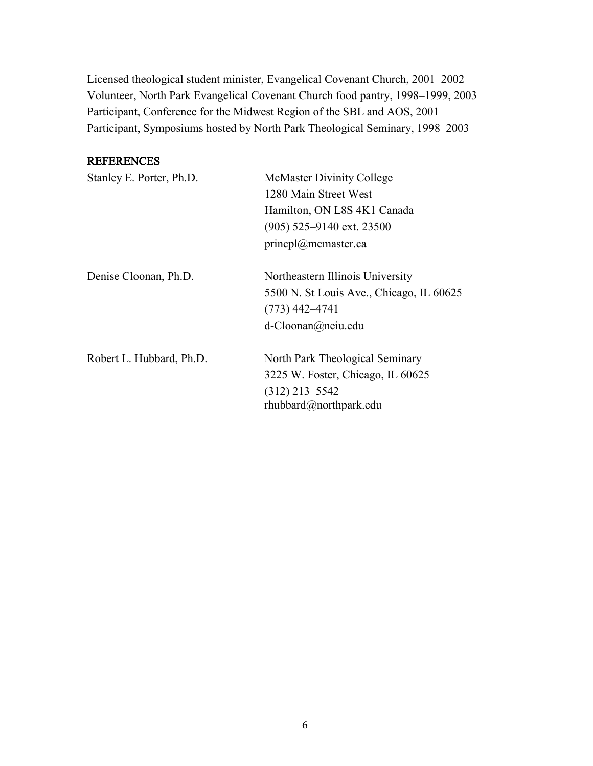Licensed theological student minister, Evangelical Covenant Church, 2001–2002
Volunteer, North Park Evangelical Covenant Church food pantry, 1998–1999, 2003
Participant, Conference for the Midwest Region of the SBL and AOS, 2001
Participant, Symposiums hosted by North Park Theological Seminary, 1998–2003

## REFERENCES

| | |
|---|---|
| Stanley E. Porter, Ph.D. | McMaster Divinity College<br>1280 Main Street West<br>Hamilton, ON L8S 4K1 Canada<br>(905) 525–9140 ext. 23500<br>princpl@mcmaster.ca |
| Denise Cloonan, Ph.D. | Northeastern Illinois University<br>5500 N. St Louis Ave., Chicago, IL 60625<br>(773) 442–4741<br>d-Cloonan@neiu.edu |
| Robert L. Hubbard, Ph.D. | North Park Theological Seminary<br>3225 W. Foster, Chicago, IL 60625<br>(312) 213–5542<br>rhubbard@northpark.edu |